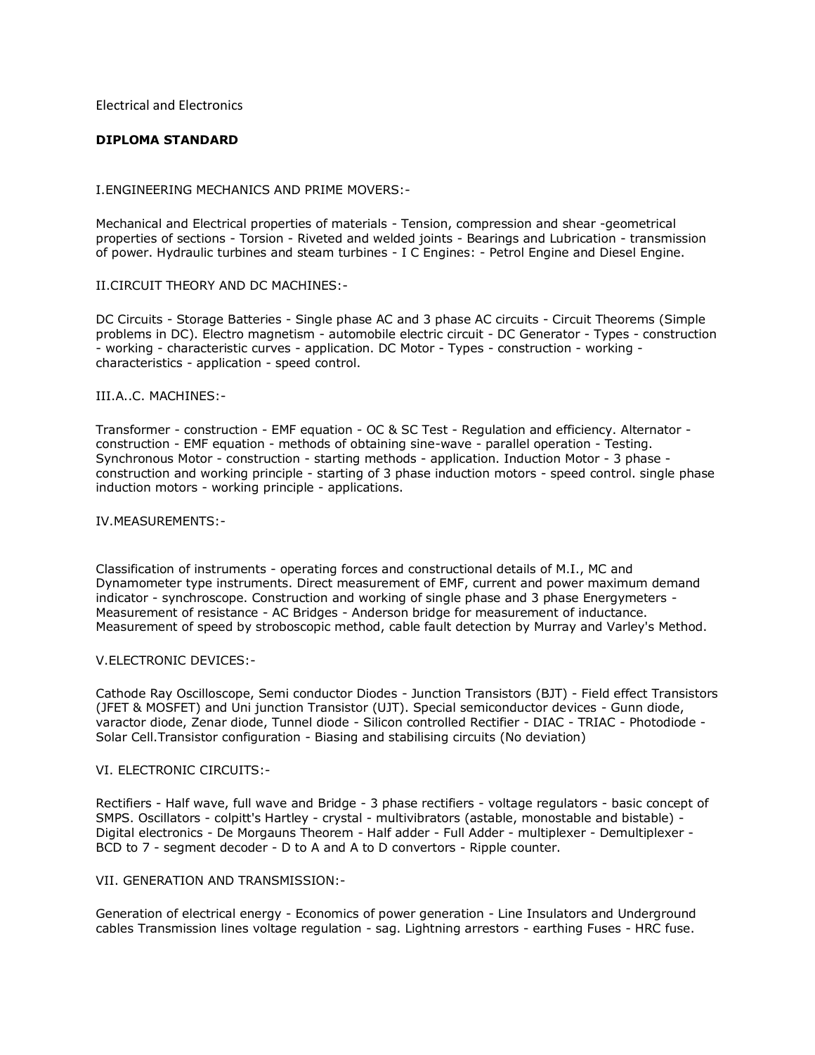Electrical and Electronics

**DIPLOMA STANDARD**

I.ENGINEERING MECHANICS AND PRIME MOVERS:-

Mechanical and Electrical properties of materials - Tension, compression and shear -geometrical properties of sections - Torsion - Riveted and welded joints - Bearings and Lubrication - transmission of power. Hydraulic turbines and steam turbines - I C Engines: - Petrol Engine and Diesel Engine.

II.CIRCUIT THEORY AND DC MACHINES:-

DC Circuits - Storage Batteries - Single phase AC and 3 phase AC circuits - Circuit Theorems (Simple problems in DC). Electro magnetism - automobile electric circuit - DC Generator - Types - construction - working - characteristic curves - application. DC Motor - Types - construction - working - characteristics - application - speed control.

III.A..C. MACHINES:-

Transformer - construction - EMF equation - OC & SC Test - Regulation and efficiency. Alternator - construction - EMF equation - methods of obtaining sine-wave - parallel operation - Testing. Synchronous Motor - construction - starting methods - application. Induction Motor - 3 phase - construction and working principle - starting of 3 phase induction motors - speed control. single phase induction motors - working principle - applications.

IV.MEASUREMENTS:-

Classification of instruments - operating forces and constructional details of M.I., MC and Dynamometer type instruments. Direct measurement of EMF, current and power maximum demand indicator - synchroscope. Construction and working of single phase and 3 phase Energymeters - Measurement of resistance - AC Bridges - Anderson bridge for measurement of inductance. Measurement of speed by stroboscopic method, cable fault detection by Murray and Varley's Method.

V.ELECTRONIC DEVICES:-

Cathode Ray Oscilloscope, Semi conductor Diodes - Junction Transistors (BJT) - Field effect Transistors (JFET & MOSFET) and Uni junction Transistor (UJT). Special semiconductor devices - Gunn diode, varactor diode, Zenar diode, Tunnel diode - Silicon controlled Rectifier - DIAC - TRIAC - Photodiode - Solar Cell.Transistor configuration - Biasing and stabilising circuits (No deviation)

VI. ELECTRONIC CIRCUITS:-

Rectifiers - Half wave, full wave and Bridge - 3 phase rectifiers - voltage regulators - basic concept of SMPS. Oscillators - colpitt's Hartley - crystal - multivibrators (astable, monostable and bistable) - Digital electronics - De Morgauns Theorem - Half adder - Full Adder - multiplexer - Demultiplexer - BCD to 7 - segment decoder - D to A and A to D convertors - Ripple counter.

VII. GENERATION AND TRANSMISSION:-

Generation of electrical energy - Economics of power generation - Line Insulators and Underground cables Transmission lines voltage regulation - sag. Lightning arrestors - earthing Fuses - HRC fuse.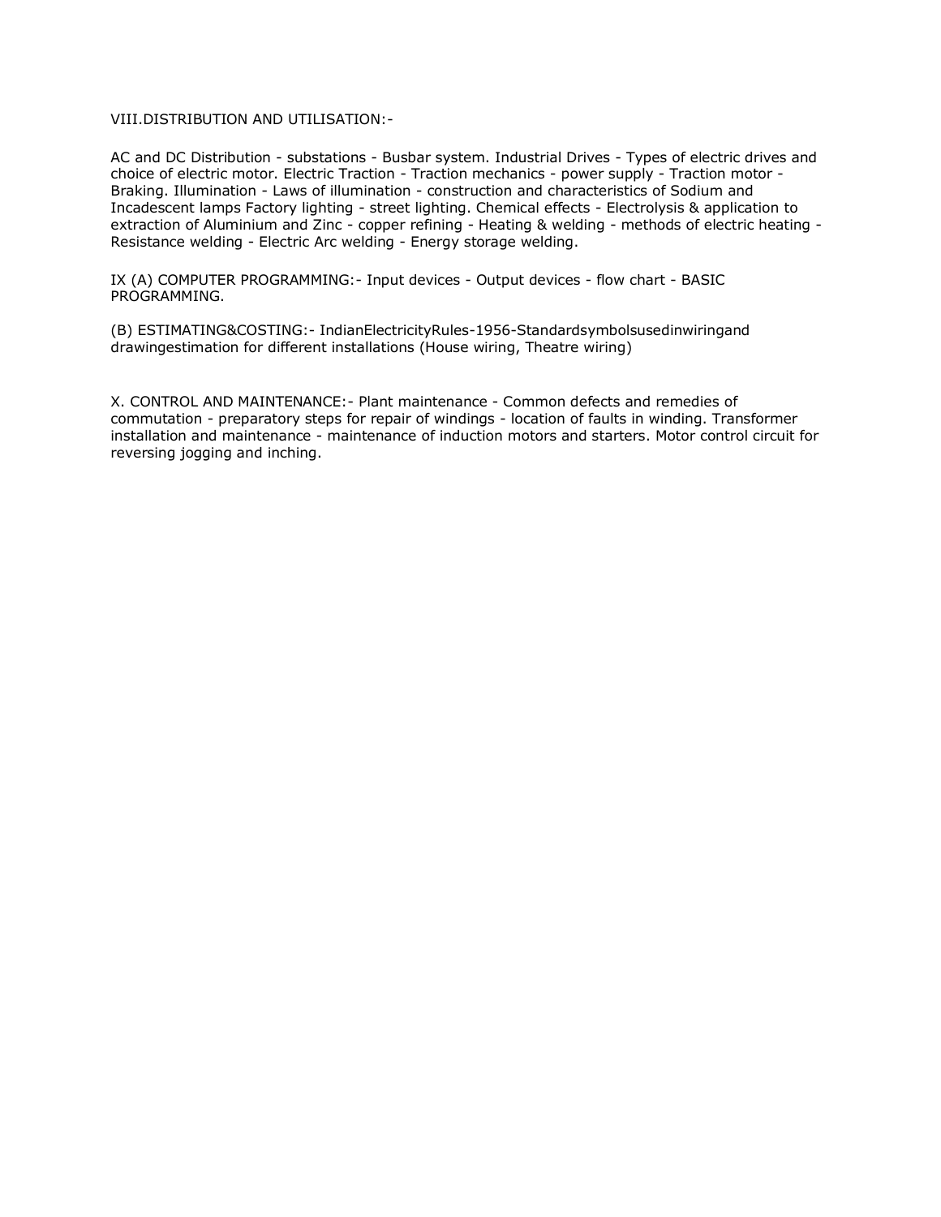VIII.DISTRIBUTION AND UTILISATION:-

AC and DC Distribution - substations - Busbar system. Industrial Drives - Types of electric drives and choice of electric motor. Electric Traction - Traction mechanics - power supply - Traction motor - Braking. Illumination - Laws of illumination - construction and characteristics of Sodium and Incadescent lamps Factory lighting - street lighting. Chemical effects - Electrolysis & application to extraction of Aluminium and Zinc - copper refining - Heating & welding - methods of electric heating - Resistance welding - Electric Arc welding - Energy storage welding.

IX (A) COMPUTER PROGRAMMING:- Input devices - Output devices - flow chart - BASIC PROGRAMMING.

(B) ESTIMATING&COSTING:- IndianElectricityRules-1956-Standardsymbolsusedinwiringand drawingestimation for different installations (House wiring, Theatre wiring)

X. CONTROL AND MAINTENANCE:- Plant maintenance - Common defects and remedies of commutation - preparatory steps for repair of windings - location of faults in winding. Transformer installation and maintenance - maintenance of induction motors and starters. Motor control circuit for reversing jogging and inching.